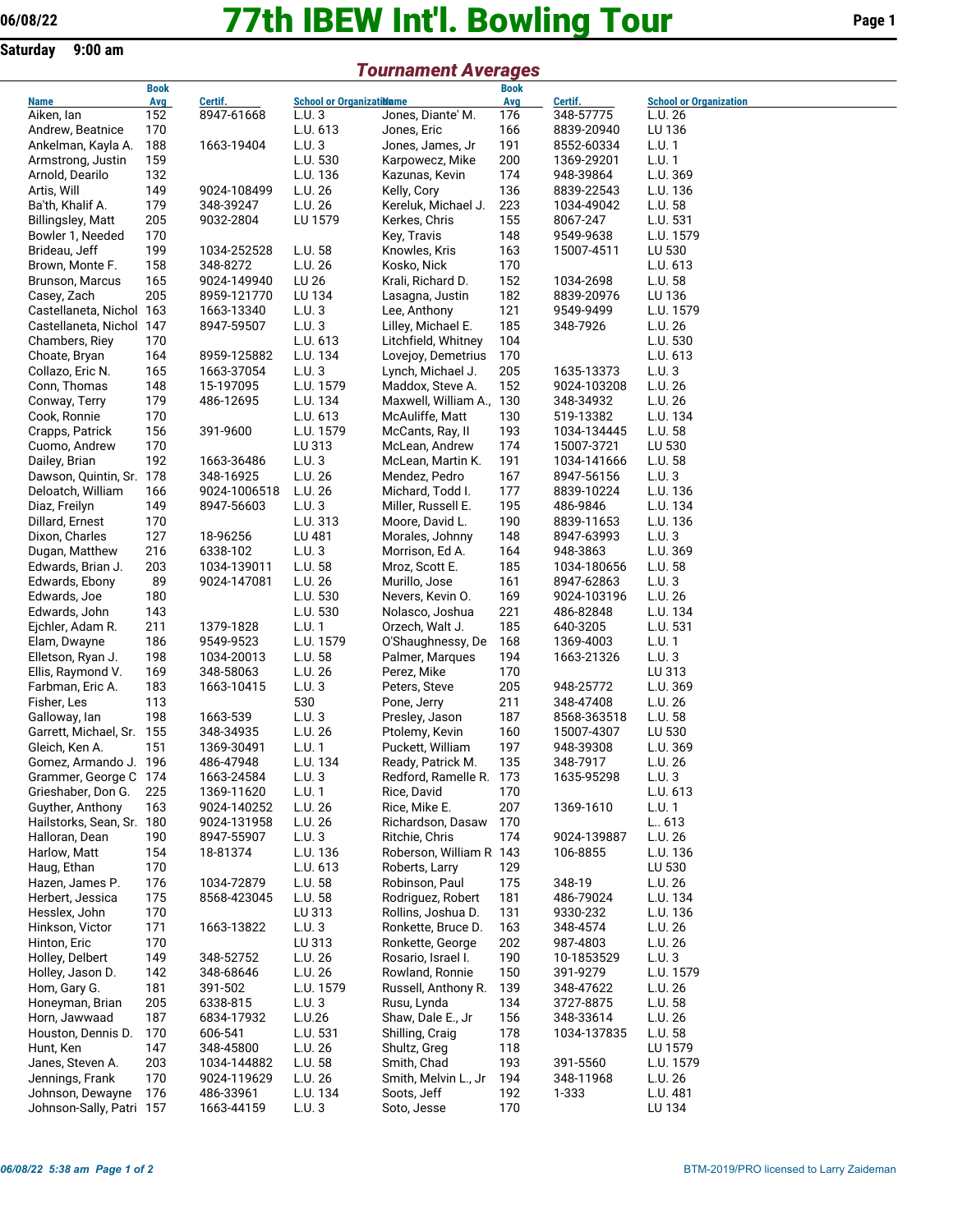# 77th IBEW Int'l. Bowling Tour

06/08/22

Saturday 9:00 am

## Tournament Averages

| Name | Book Avg | Certif. | School or Organization |
|---|---|---|---|
| Aiken, Ian | 152 | 8947-61668 | L.U. 3 |
| Andrew, Beatnice | 170 | | L.U. 613 |
| Ankelman, Kayla A. | 188 | 1663-19404 | L.U. 3 |
| Armstrong, Justin | 159 | | L.U. 530 |
| Arnold, Dearilo | 132 | | L.U. 136 |
| Artis, Will | 149 | 9024-108499 | L.U. 26 |
| Ba'th, Khalif A. | 179 | 348-39247 | L.U. 26 |
| Billingsley, Matt | 205 | 9032-2804 | LU 1579 |
| Bowler 1, Needed | 170 | | |
| Brideau, Jeff | 199 | 1034-252528 | L.U. 58 |
| Brown, Monte F. | 158 | 348-8272 | L.U. 26 |
| Brunson, Marcus | 165 | 9024-149940 | LU 26 |
| Casey, Zach | 205 | 8959-121770 | LU 134 |
| Castellaneta, Nichol | 163 | 1663-13340 | L.U. 3 |
| Castellaneta, Nichol | 147 | 8947-59507 | L.U. 3 |
| Chambers, Riey | 170 | | L.U. 613 |
| Choate, Bryan | 164 | 8959-125882 | L.U. 134 |
| Collazo, Eric N. | 165 | 1663-37054 | L.U. 3 |
| Conn, Thomas | 148 | 15-197095 | L.U. 1579 |
| Conway, Terry | 179 | 486-12695 | L.U. 134 |
| Cook, Ronnie | 170 | | L.U. 613 |
| Crapps, Patrick | 156 | 391-9600 | L.U. 1579 |
| Cuomo, Andrew | 170 | | LU 313 |
| Dailey, Brian | 192 | 1663-36486 | L.U. 3 |
| Dawson, Quintin, Sr. | 178 | 348-16925 | L.U. 26 |
| Deloatch, William | 166 | 9024-1006518 | L.U. 26 |
| Diaz, Freilyn | 149 | 8947-56603 | L.U. 3 |
| Dillard, Ernest | 170 | | L.U. 313 |
| Dixon, Charles | 127 | 18-96256 | LU 481 |
| Dugan, Matthew | 216 | 6338-102 | L.U. 3 |
| Edwards, Brian J. | 203 | 1034-139011 | L.U. 58 |
| Edwards, Ebony | 89 | 9024-147081 | L.U. 26 |
| Edwards, Joe | 180 | | L.U. 530 |
| Edwards, John | 143 | | L.U. 530 |
| Ejchler, Adam R. | 211 | 1379-1828 | L.U. 1 |
| Elam, Dwayne | 186 | 9549-9523 | L.U. 1579 |
| Elletson, Ryan J. | 198 | 1034-20013 | L.U. 58 |
| Ellis, Raymond V. | 169 | 348-58063 | L.U. 26 |
| Farbman, Eric A. | 183 | 1663-10415 | L.U. 3 |
| Fisher, Les | 113 | | 530 |
| Galloway, Ian | 198 | 1663-539 | L.U. 3 |
| Garrett, Michael, Sr. | 155 | 348-34935 | L.U. 26 |
| Gleich, Ken A. | 151 | 1369-30491 | L.U. 1 |
| Gomez, Armando J. | 196 | 486-47948 | L.U. 134 |
| Grammer, George C | 174 | 1663-24584 | L.U. 3 |
| Grieshaber, Don G. | 225 | 1369-11620 | L.U. 1 |
| Guyther, Anthony | 163 | 9024-140252 | L.U. 26 |
| Hailstorks, Sean, Sr. | 180 | 9024-131958 | L.U. 26 |
| Halloran, Dean | 190 | 8947-55907 | L.U. 3 |
| Harlow, Matt | 154 | 18-81374 | L.U. 136 |
| Haug, Ethan | 170 | | L.U. 613 |
| Hazen, James P. | 176 | 1034-72879 | L.U. 58 |
| Herbert, Jessica | 175 | 8568-423045 | L.U. 58 |
| Hesslex, John | 170 | | LU 313 |
| Hinkson, Victor | 171 | 1663-13822 | L.U. 3 |
| Hinton, Eric | 170 | | LU 313 |
| Holley, Delbert | 149 | 348-52752 | L.U. 26 |
| Holley, Jason D. | 142 | 348-68646 | L.U. 26 |
| Hom, Gary G. | 181 | 391-502 | L.U. 1579 |
| Honeyman, Brian | 205 | 6338-815 | L.U. 3 |
| Horn, Jawwaad | 187 | 6834-17932 | L.U.26 |
| Houston, Dennis D. | 170 | 606-541 | L.U. 531 |
| Hunt, Ken | 147 | 348-45800 | L.U. 26 |
| Janes, Steven A. | 203 | 1034-144882 | L.U. 58 |
| Jennings, Frank | 170 | 9024-119629 | L.U. 26 |
| Johnson, Dewayne | 176 | 486-33961 | L.U. 134 |
| Johnson-Sally, Patri | 157 | 1663-44159 | L.U. 3 |
| Jones, Diante' M. | 176 | 348-57775 | L.U. 26 |
| Jones, Eric | 166 | 8839-20940 | LU 136 |
| Jones, James, Jr | 191 | 8552-60334 | L.U. 1 |
| Karpowecz, Mike | 200 | 1369-29201 | L.U. 1 |
| Kazunas, Kevin | 174 | 948-39864 | L.U. 369 |
| Kelly, Cory | 136 | 8839-22543 | L.U. 136 |
| Kereluk, Michael J. | 223 | 1034-49042 | L.U. 58 |
| Kerkes, Chris | 155 | 8067-247 | L.U. 531 |
| Key, Travis | 148 | 9549-9638 | L.U. 1579 |
| Knowles, Kris | 163 | 15007-4511 | LU 530 |
| Kosko, Nick | 170 | | L.U. 613 |
| Krali, Richard D. | 152 | 1034-2698 | L.U. 58 |
| Lasagna, Justin | 182 | 8839-20976 | LU 136 |
| Lee, Anthony | 121 | 9549-9499 | L.U. 1579 |
| Lilley, Michael E. | 185 | 348-7926 | L.U. 26 |
| Litchfield, Whitney | 104 | | L.U. 530 |
| Lovejoy, Demetrius | 170 | | L.U. 613 |
| Lynch, Michael J. | 205 | 1635-13373 | L.U. 3 |
| Maddox, Steve A. | 152 | 9024-103208 | L.U. 26 |
| Maxwell, William A., | 130 | 348-34932 | L.U. 26 |
| McAuliffe, Matt | 130 | 519-13382 | L.U. 134 |
| McCants, Ray, II | 193 | 1034-134445 | L.U. 58 |
| McLean, Andrew | 174 | 15007-3721 | LU 530 |
| McLean, Martin K. | 191 | 1034-141666 | L.U. 58 |
| Mendez, Pedro | 167 | 8947-56156 | L.U. 3 |
| Michard, Todd I. | 177 | 8839-10224 | L.U. 136 |
| Miller, Russell E. | 195 | 486-9846 | L.U. 134 |
| Moore, David L. | 190 | 8839-11653 | L.U. 136 |
| Morales, Johnny | 148 | 8947-63993 | L.U. 3 |
| Morrison, Ed A. | 164 | 948-3863 | L.U. 369 |
| Mroz, Scott E. | 185 | 1034-180656 | L.U. 58 |
| Murillo, Jose | 161 | 8947-62863 | L.U. 3 |
| Nevers, Kevin O. | 169 | 9024-103196 | L.U. 26 |
| Nolasco, Joshua | 221 | 486-82848 | L.U. 134 |
| Orzech, Walt J. | 185 | 640-3205 | L.U. 531 |
| O'Shaughnessy, De | 168 | 1369-4003 | L.U. 1 |
| Palmer, Marques | 194 | 1663-21326 | L.U. 3 |
| Perez, Mike | 170 | | LU 313 |
| Peters, Steve | 205 | 948-25772 | L.U. 369 |
| Pone, Jerry | 211 | 348-47408 | L.U. 26 |
| Presley, Jason | 187 | 8568-363518 | L.U. 58 |
| Ptolemy, Kevin | 160 | 15007-4307 | LU 530 |
| Puckett, William | 197 | 948-39308 | L.U. 369 |
| Ready, Patrick M. | 135 | 348-7917 | L.U. 26 |
| Redford, Ramelle R. | 173 | 1635-95298 | L.U. 3 |
| Rice, David | 170 | | L.U. 613 |
| Rice, Mike E. | 207 | 1369-1610 | L.U. 1 |
| Richardson, Dasaw | 170 | | L.. 613 |
| Ritchie, Chris | 174 | 9024-139887 | L.U. 26 |
| Roberson, William R | 143 | 106-8855 | L.U. 136 |
| Roberts, Larry | 129 | | LU 530 |
| Robinson, Paul | 175 | 348-19 | L.U. 26 |
| Rodriguez, Robert | 181 | 486-79024 | L.U. 134 |
| Rollins, Joshua D. | 131 | 9330-232 | L.U. 136 |
| Ronkette, Bruce D. | 163 | 348-4574 | L.U. 26 |
| Ronkette, George | 202 | 987-4803 | L.U. 26 |
| Rosario, Israel I. | 190 | 10-1853529 | L.U. 3 |
| Rowland, Ronnie | 150 | 391-9279 | L.U. 1579 |
| Russell, Anthony R. | 139 | 348-47622 | L.U. 26 |
| Rusu, Lynda | 134 | 3727-8875 | L.U. 58 |
| Shaw, Dale E., Jr | 156 | 348-33614 | L.U. 26 |
| Shilling, Craig | 178 | 1034-137835 | L.U. 58 |
| Shultz, Greg | 118 | | LU 1579 |
| Smith, Chad | 193 | 391-5560 | L.U. 1579 |
| Smith, Melvin L., Jr | 194 | 348-11968 | L.U. 26 |
| Soots, Jeff | 192 | 1-333 | L.U. 481 |
| Soto, Jesse | 170 | | LU 134 |

*06/08/22 5:38 am Page 1 of 2*

BTM-2019/PRO licensed to Larry Zaideman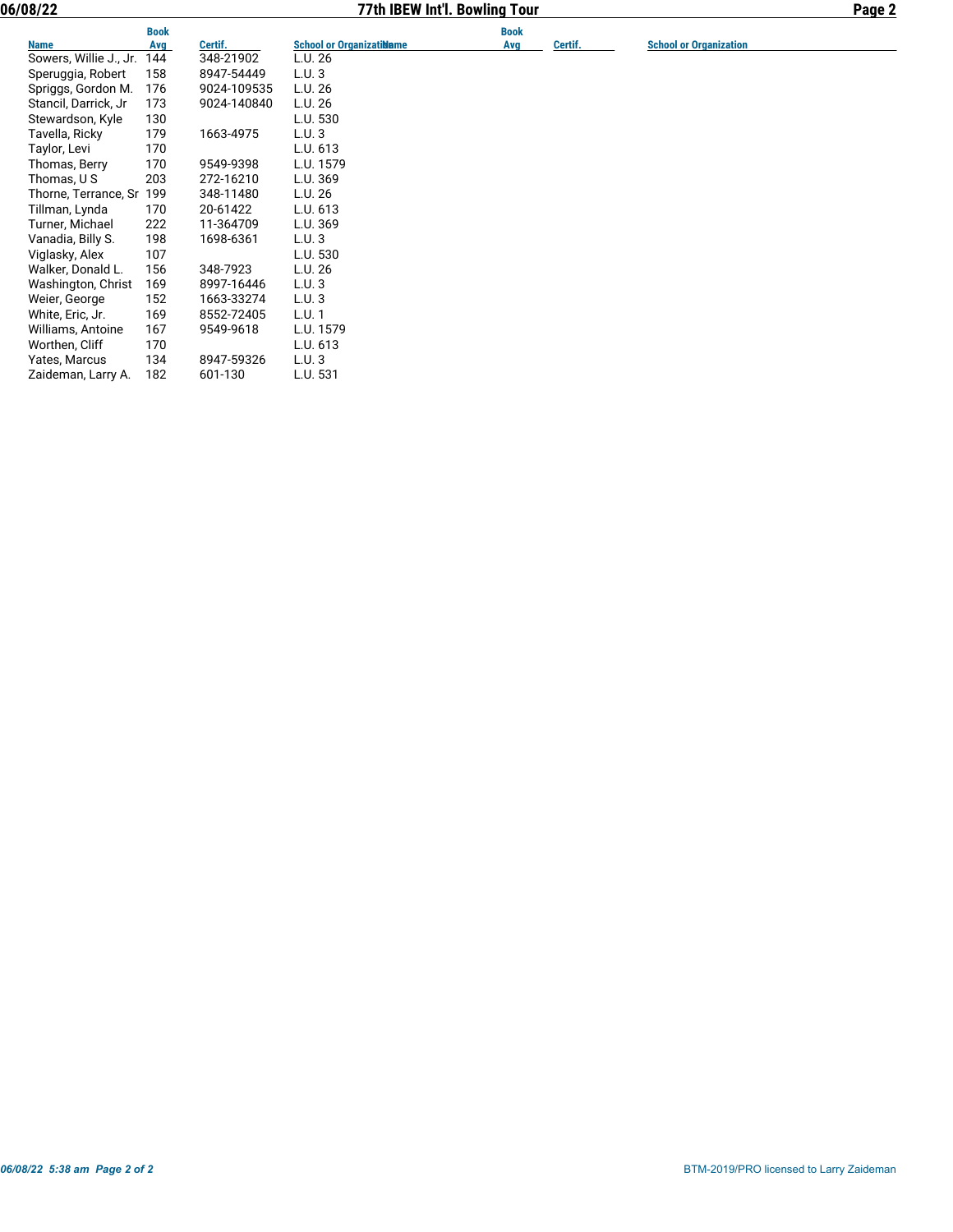| Name | Book Avg | Certif. | School or Organization |
|---|---|---|---|
| Sowers, Willie J., Jr. | 144 | 348-21902 | L.U. 26 |
| Speruggia, Robert | 158 | 8947-54449 | L.U. 3 |
| Spriggs, Gordon M. | 176 | 9024-109535 | L.U. 26 |
| Stancil, Darrick, Jr | 173 | 9024-140840 | L.U. 26 |
| Stewardson, Kyle | 130 | | L.U. 530 |
| Tavella, Ricky | 179 | 1663-4975 | L.U. 3 |
| Taylor, Levi | 170 | | L.U. 613 |
| Thomas, Berry | 170 | 9549-9398 | L.U. 1579 |
| Thomas, U S | 203 | 272-16210 | L.U. 369 |
| Thorne, Terrance, Sr | 199 | 348-11480 | L.U. 26 |
| Tillman, Lynda | 170 | 20-61422 | L.U. 613 |
| Turner, Michael | 222 | 11-364709 | L.U. 369 |
| Vanadia, Billy S. | 198 | 1698-6361 | L.U. 3 |
| Viglasky, Alex | 107 | | L.U. 530 |
| Walker, Donald L. | 156 | 348-7923 | L.U. 26 |
| Washington, Christ | 169 | 8997-16446 | L.U. 3 |
| Weier, George | 152 | 1663-33274 | L.U. 3 |
| White, Eric, Jr. | 169 | 8552-72405 | L.U. 1 |
| Williams, Antoine | 167 | 9549-9618 | L.U. 1579 |
| Worthen, Cliff | 170 | | L.U. 613 |
| Yates, Marcus | 134 | 8947-59326 | L.U. 3 |
| Zaideman, Larry A. | 182 | 601-130 | L.U. 531 |